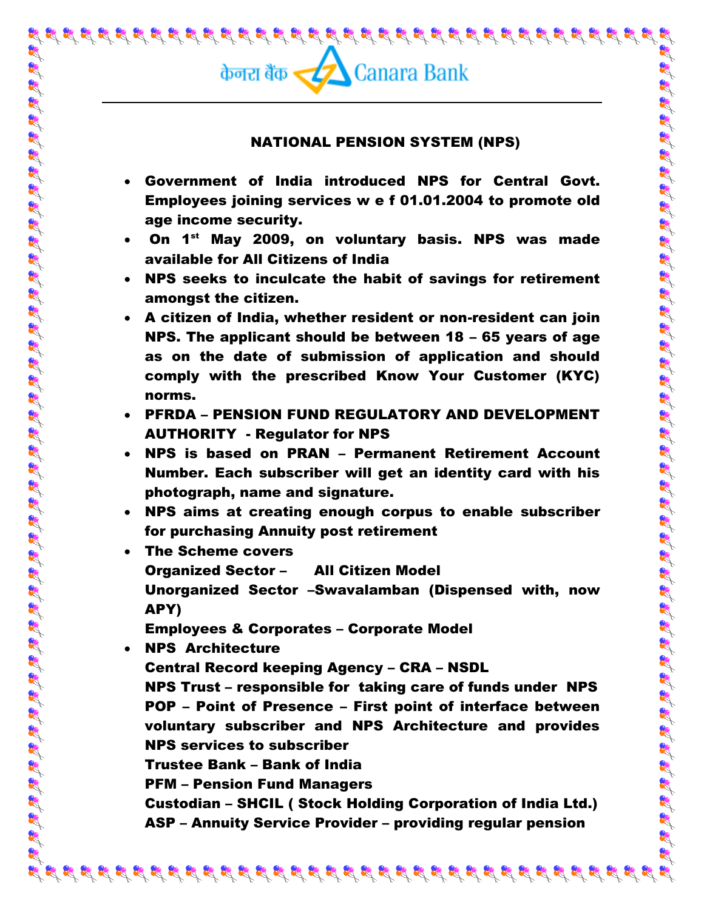केनरा बैंक Canara Bank

# NATIONAL PENSION SYSTEM (NPS)

- **Government of India introduced NPS for Central Govt. Employees joining services w e f 01.01.2004 to promote old age income security.**
- **On 1st May 2009, on voluntary basis. NPS was made available for All Citizens of India**
- **NPS seeks to inculcate the habit of savings for retirement amongst the citizen.**
- **A citizen of India, whether resident or non-resident can join NPS. The applicant should be between 18 – 65 years of age as on the date of submission of application and should comply with the prescribed Know Your Customer (KYC) norms.**
- **PFRDA – PENSION FUND REGULATORY AND DEVELOPMENT AUTHORITY - Regulator for NPS**
- **NPS is based on PRAN – Permanent Retirement Account Number. Each subscriber will get an identity card with his photograph, name and signature.**
- **NPS aims at creating enough corpus to enable subscriber for purchasing Annuity post retirement**
- **The Scheme covers**
  **Organized Sector – All Citizen Model**
  **Unorganized Sector –Swavalamban (Dispensed with, now APY)**
  **Employees & Corporates – Corporate Model**
- **NPS Architecture**
  **Central Record keeping Agency – CRA – NSDL**
  **NPS Trust – responsible for taking care of funds under NPS**
  **POP – Point of Presence – First point of interface between voluntary subscriber and NPS Architecture and provides NPS services to subscriber**
  **Trustee Bank – Bank of India**
  **PFM – Pension Fund Managers**
  **Custodian – SHCIL ( Stock Holding Corporation of India Ltd.)**
  **ASP – Annuity Service Provider – providing regular pension**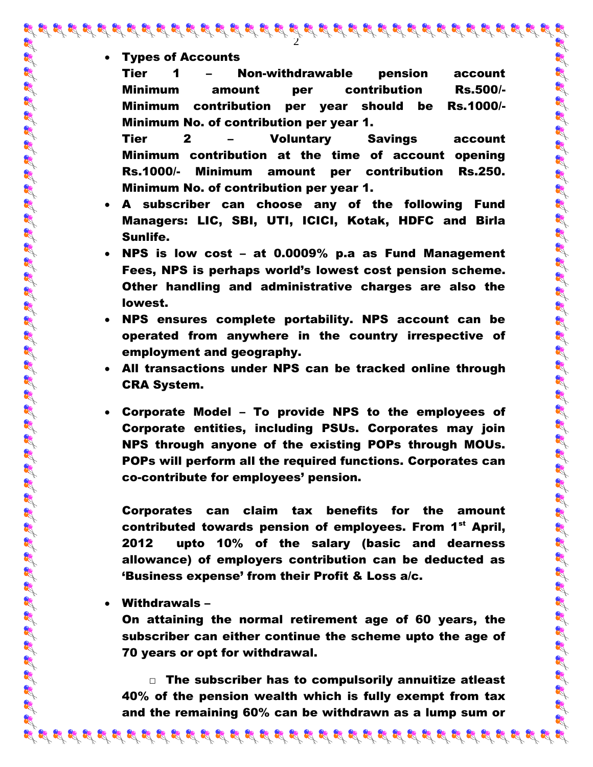- **Types of Accounts**

  **Tier 1 – Non-withdrawable pension account Minimum amount per contribution Rs.500/- Minimum contribution per year should be Rs.1000/- Minimum No. of contribution per year 1.**

  **Tier 2 – Voluntary Savings account Minimum contribution at the time of account opening Rs.1000/- Minimum amount per contribution Rs.250. Minimum No. of contribution per year 1.**

- **A subscriber can choose any of the following Fund Managers: LIC, SBI, UTI, ICICI, Kotak, HDFC and Birla Sunlife.**
- **NPS is low cost – at 0.0009% p.a as Fund Management Fees, NPS is perhaps world's lowest cost pension scheme. Other handling and administrative charges are also the lowest.**
- **NPS ensures complete portability. NPS account can be operated from anywhere in the country irrespective of employment and geography.**
- **All transactions under NPS can be tracked online through CRA System.**

- **Corporate Model – To provide NPS to the employees of Corporate entities, including PSUs. Corporates may join NPS through anyone of the existing POPs through MOUs. POPs will perform all the required functions. Corporates can co-contribute for employees' pension.**

  **Corporates can claim tax benefits for the amount contributed towards pension of employees. From 1st April, 2012 upto 10% of the salary (basic and dearness allowance) of employers contribution can be deducted as 'Business expense' from their Profit & Loss a/c.**

- **Withdrawals –**

  **On attaining the normal retirement age of 60 years, the subscriber can either continue the scheme upto the age of 70 years or opt for withdrawal.**

  - **The subscriber has to compulsorily annuitize atleast 40% of the pension wealth which is fully exempt from tax and the remaining 60% can be withdrawn as a lump sum or**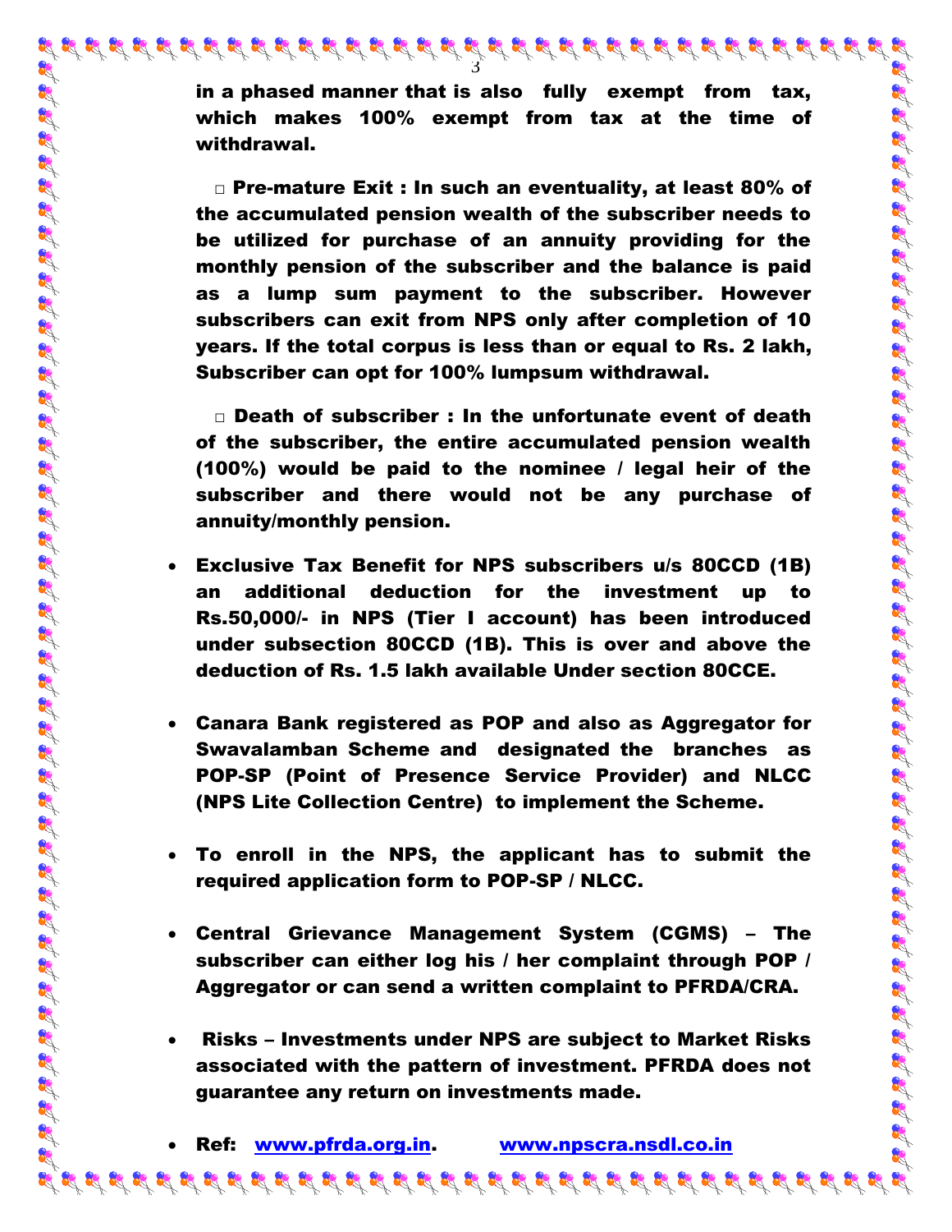**in a phased manner that is also fully exempt from tax, which makes 100% exempt from tax at the time of withdrawal.**

□ **Pre-mature Exit : In such an eventuality, at least 80% of the accumulated pension wealth of the subscriber needs to be utilized for purchase of an annuity providing for the monthly pension of the subscriber and the balance is paid as a lump sum payment to the subscriber. However subscribers can exit from NPS only after completion of 10 years. If the total corpus is less than or equal to Rs. 2 lakh, Subscriber can opt for 100% lumpsum withdrawal.**

□ **Death of subscriber : In the unfortunate event of death of the subscriber, the entire accumulated pension wealth (100%) would be paid to the nominee / legal heir of the subscriber and there would not be any purchase of annuity/monthly pension.**

- **Exclusive Tax Benefit for NPS subscribers u/s 80CCD (1B) an additional deduction for the investment up to Rs.50,000/- in NPS (Tier I account) has been introduced under subsection 80CCD (1B). This is over and above the deduction of Rs. 1.5 lakh available Under section 80CCE.**

- **Canara Bank registered as POP and also as Aggregator for Swavalamban Scheme and designated the branches as POP-SP (Point of Presence Service Provider) and NLCC (NPS Lite Collection Centre) to implement the Scheme.**

- **To enroll in the NPS, the applicant has to submit the required application form to POP-SP / NLCC.**

- **Central Grievance Management System (CGMS) – The subscriber can either log his / her complaint through POP / Aggregator or can send a written complaint to PFRDA/CRA.**

- **Risks – Investments under NPS are subject to Market Risks associated with the pattern of investment. PFRDA does not guarantee any return on investments made.**

- **Ref: [www.pfrda.org.in](http://www.pfrda.org.in). [www.npscra.nsdl.co.in](http://www.npscra.nsdl.co.in)**